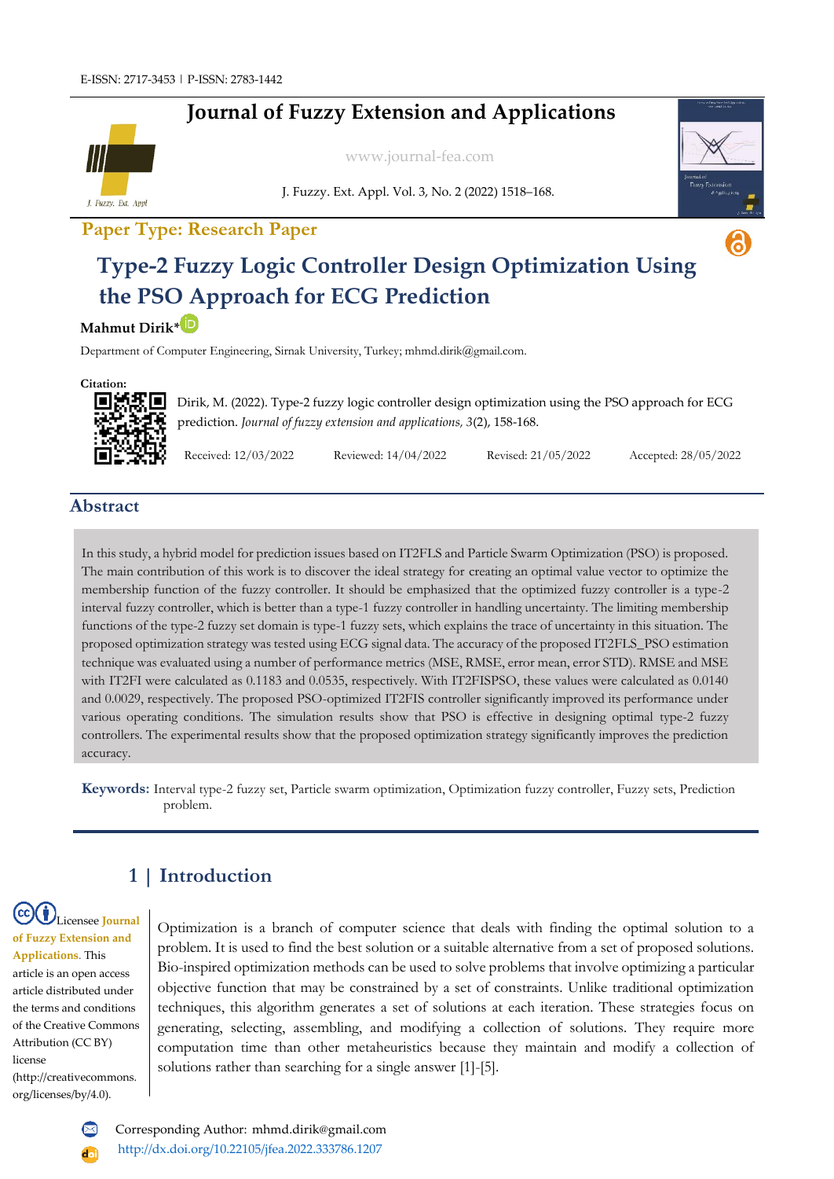E-ISSN: 2717-3453 | P-ISSN: 2783-1442

# Journal of Fuzzy Extension and Applications

www.journal-fea.com

J. Fuzzy. Ext. Appl. Vol. 3, No. 2 (2022) 1518–168.

**Paper Type: Research Paper**

# Type-2 Fuzzy Logic Controller Design Optimization Using the PSO Approach for ECG Prediction

**Mahmut Dirik***

Department of Computer Engineering, Sirnak University, Turkey; mhmd.dirik@gmail.com.

**Citation:**

Dirik, M. (2022). Type-2 fuzzy logic controller design optimization using the PSO approach for ECG prediction. *Journal of fuzzy extension and applications, 3*(2), 158-168.

Received: 12/03/2022 Reviewed: 14/04/2022 Revised: 21/05/2022 Accepted: 28/05/2022

## Abstract

In this study, a hybrid model for prediction issues based on IT2FLS and Particle Swarm Optimization (PSO) is proposed. The main contribution of this work is to discover the ideal strategy for creating an optimal value vector to optimize the membership function of the fuzzy controller. It should be emphasized that the optimized fuzzy controller is a type-2 interval fuzzy controller, which is better than a type-1 fuzzy controller in handling uncertainty. The limiting membership functions of the type-2 fuzzy set domain is type-1 fuzzy sets, which explains the trace of uncertainty in this situation. The proposed optimization strategy was tested using ECG signal data. The accuracy of the proposed IT2FLS_PSO estimation technique was evaluated using a number of performance metrics (MSE, RMSE, error mean, error STD). RMSE and MSE with IT2FI were calculated as 0.1183 and 0.0535, respectively. With IT2FISPSO, these values were calculated as 0.0140 and 0.0029, respectively. The proposed PSO-optimized IT2FIS controller significantly improved its performance under various operating conditions. The simulation results show that PSO is effective in designing optimal type-2 fuzzy controllers. The experimental results show that the proposed optimization strategy significantly improves the prediction accuracy.

**Keywords:** Interval type-2 fuzzy set, Particle swarm optimization, Optimization fuzzy controller, Fuzzy sets, Prediction problem.

## 1 | Introduction

Licensee **Journal of Fuzzy Extension and Applications.** This article is an open access article distributed under the terms and conditions of the Creative Commons Attribution (CC BY) license (http://creativecommons.org/licenses/by/4.0).

Optimization is a branch of computer science that deals with finding the optimal solution to a problem. It is used to find the best solution or a suitable alternative from a set of proposed solutions. Bio-inspired optimization methods can be used to solve problems that involve optimizing a particular objective function that may be constrained by a set of constraints. Unlike traditional optimization techniques, this algorithm generates a set of solutions at each iteration. These strategies focus on generating, selecting, assembling, and modifying a collection of solutions. They require more computation time than other metaheuristics because they maintain and modify a collection of solutions rather than searching for a single answer [1]-[5].

Corresponding Author: mhmd.dirik@gmail.com

http://dx.doi.org/10.22105/jfea.2022.333786.1207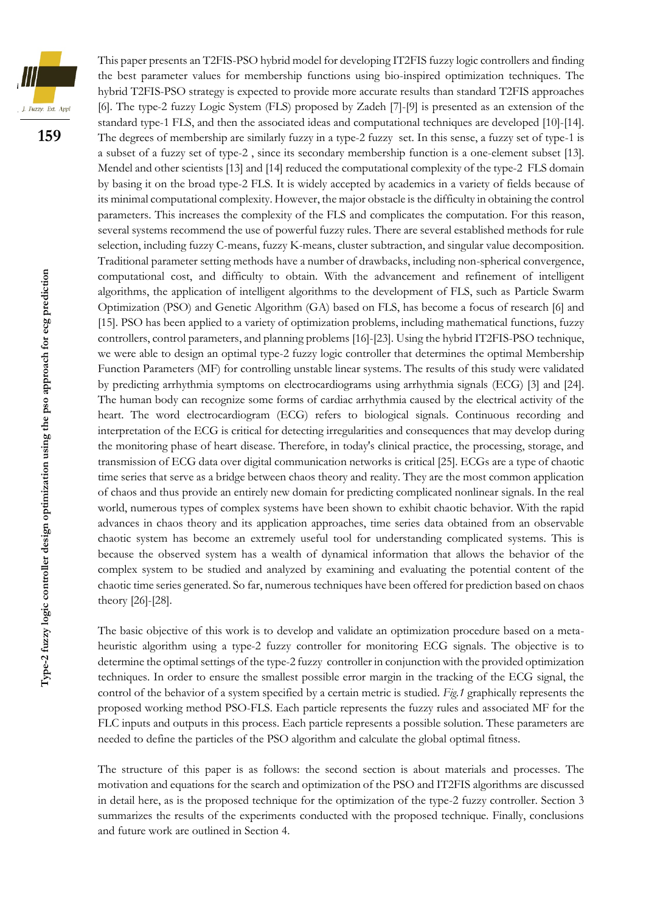This paper presents an T2FIS-PSO hybrid model for developing IT2FIS fuzzy logic controllers and finding the best parameter values for membership functions using bio-inspired optimization techniques. The hybrid T2FIS-PSO strategy is expected to provide more accurate results than standard T2FIS approaches [6]. The type-2 fuzzy Logic System (FLS) proposed by Zadeh [7]-[9] is presented as an extension of the standard type-1 FLS, and then the associated ideas and computational techniques are developed [10]-[14]. The degrees of membership are similarly fuzzy in a type-2 fuzzy set. In this sense, a fuzzy set of type-1 is a subset of a fuzzy set of type-2 , since its secondary membership function is a one-element subset [13]. Mendel and other scientists [13] and [14] reduced the computational complexity of the type-2 FLS domain by basing it on the broad type-2 FLS. It is widely accepted by academics in a variety of fields because of its minimal computational complexity. However, the major obstacle is the difficulty in obtaining the control parameters. This increases the complexity of the FLS and complicates the computation. For this reason, several systems recommend the use of powerful fuzzy rules. There are several established methods for rule selection, including fuzzy C-means, fuzzy K-means, cluster subtraction, and singular value decomposition. Traditional parameter setting methods have a number of drawbacks, including non-spherical convergence, computational cost, and difficulty to obtain. With the advancement and refinement of intelligent algorithms, the application of intelligent algorithms to the development of FLS, such as Particle Swarm Optimization (PSO) and Genetic Algorithm (GA) based on FLS, has become a focus of research [6] and [15]. PSO has been applied to a variety of optimization problems, including mathematical functions, fuzzy controllers, control parameters, and planning problems [16]-[23]. Using the hybrid IT2FIS-PSO technique, we were able to design an optimal type-2 fuzzy logic controller that determines the optimal Membership Function Parameters (MF) for controlling unstable linear systems. The results of this study were validated by predicting arrhythmia symptoms on electrocardiograms using arrhythmia signals (ECG) [3] and [24]. The human body can recognize some forms of cardiac arrhythmia caused by the electrical activity of the heart. The word electrocardiogram (ECG) refers to biological signals. Continuous recording and interpretation of the ECG is critical for detecting irregularities and consequences that may develop during the monitoring phase of heart disease. Therefore, in today's clinical practice, the processing, storage, and transmission of ECG data over digital communication networks is critical [25]. ECGs are a type of chaotic time series that serve as a bridge between chaos theory and reality. They are the most common application of chaos and thus provide an entirely new domain for predicting complicated nonlinear signals. In the real world, numerous types of complex systems have been shown to exhibit chaotic behavior. With the rapid advances in chaos theory and its application approaches, time series data obtained from an observable chaotic system has become an extremely useful tool for understanding complicated systems. This is because the observed system has a wealth of dynamical information that allows the behavior of the complex system to be studied and analyzed by examining and evaluating the potential content of the chaotic time series generated. So far, numerous techniques have been offered for prediction based on chaos theory [26]-[28].

The basic objective of this work is to develop and validate an optimization procedure based on a meta-heuristic algorithm using a type-2 fuzzy controller for monitoring ECG signals. The objective is to determine the optimal settings of the type-2 fuzzy controller in conjunction with the provided optimization techniques. In order to ensure the smallest possible error margin in the tracking of the ECG signal, the control of the behavior of a system specified by a certain metric is studied. *Fig.1* graphically represents the proposed working method PSO-FLS. Each particle represents the fuzzy rules and associated MF for the FLC inputs and outputs in this process. Each particle represents a possible solution. These parameters are needed to define the particles of the PSO algorithm and calculate the global optimal fitness.

The structure of this paper is as follows: the second section is about materials and processes. The motivation and equations for the search and optimization of the PSO and IT2FIS algorithms are discussed in detail here, as is the proposed technique for the optimization of the type-2 fuzzy controller. Section 3 summarizes the results of the experiments conducted with the proposed technique. Finally, conclusions and future work are outlined in Section 4.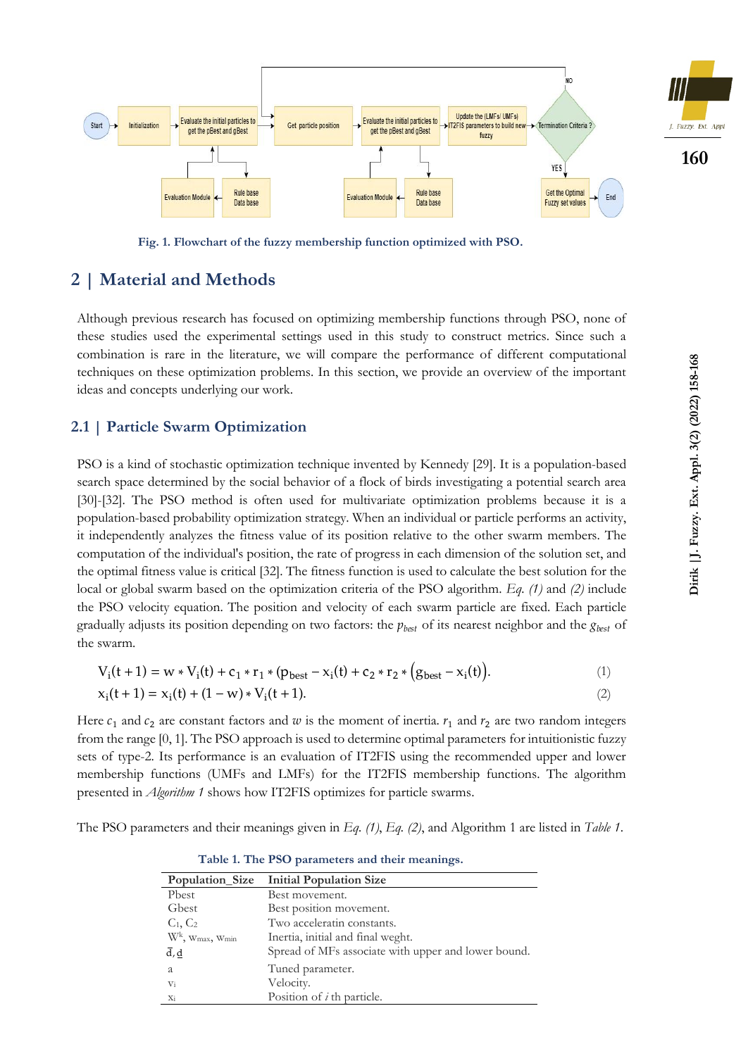Fig. 1. Flowchart of the fuzzy membership function optimized with PSO.

## 2 | Material and Methods

Although previous research has focused on optimizing membership functions through PSO, none of these studies used the experimental settings used in this study to construct metrics. Since such a combination is rare in the literature, we will compare the performance of different computational techniques on these optimization problems. In this section, we provide an overview of the important ideas and concepts underlying our work.

### 2.1 | Particle Swarm Optimization

PSO is a kind of stochastic optimization technique invented by Kennedy [29]. It is a population-based search space determined by the social behavior of a flock of birds investigating a potential search area [30]-[32]. The PSO method is often used for multivariate optimization problems because it is a population-based probability optimization strategy. When an individual or particle performs an activity, it independently analyzes the fitness value of its position relative to the other swarm members. The computation of the individual's position, the rate of progress in each dimension of the solution set, and the optimal fitness value is critical [32]. The fitness function is used to calculate the best solution for the local or global swarm based on the optimization criteria of the PSO algorithm. *Eq. (1)* and *(2)* include the PSO velocity equation. The position and velocity of each swarm particle are fixed. Each particle gradually adjusts its position depending on two factors: the $p_{best}$ of its nearest neighbor and the $g_{best}$ of the swarm.

$$V_i(t+1) = w * V_i(t) + c_1 * r_1 * (p_{best} - x_i(t) + c_2 * r_2 * \left(g_{best} - x_i(t)\right). \tag{1}$$

$$x_i(t+1) = x_i(t) + (1-w) * V_i(t+1). \tag{2}$$

Here $c_1$ and $c_2$ are constant factors and $w$ is the moment of inertia. $r_1$ and $r_2$ are two random integers from the range [0, 1]. The PSO approach is used to determine optimal parameters for intuitionistic fuzzy sets of type-2. Its performance is an evaluation of IT2FIS using the recommended upper and lower membership functions (UMFs and LMFs) for the IT2FIS membership functions. The algorithm presented in *Algorithm 1* shows how IT2FIS optimizes for particle swarms.

The PSO parameters and their meanings given in *Eq. (1)*, *Eq. (2)*, and Algorithm 1 are listed in *Table 1*.

Table 1. The PSO parameters and their meanings.

| Population_Size | Initial Population Size |
|---|---|
| Pbest | Best movement. |
| Gbest | Best position movement. |
| $C_1$, $C_2$ | Two acceleratin constants. |
| $W^k$, $w_{max}$, $w_{min}$ | Inertia, initial and final wegth. |
| $\bar{d}$, $\underline{d}$ | Spread of MFs associate with upper and lower bound. |
| a | Tuned parameter. |
| $v_i$ | Velocity. |
| $x_i$ | Position of *i* th particle. |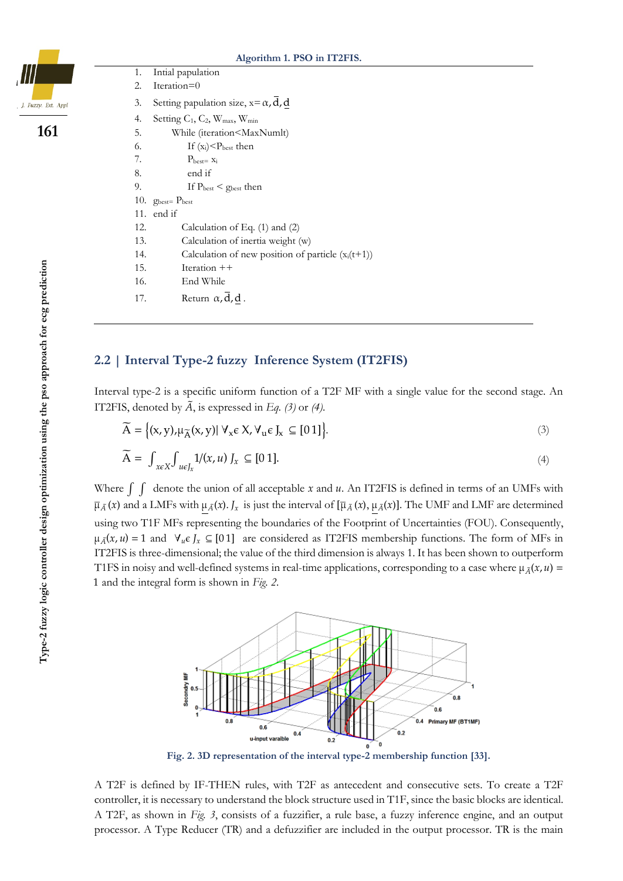**Algorithm 1. PSO in IT2FIS.**

1. Intial papulation
2. Iteration=0
3. Setting papulation size, x= $\alpha, \overline{d}, \underline{d}$
4. Setting $C_1$, $C_2$, $W_{max}$, $W_{min}$
5. While (iteration<MaxNumlt)
6. If $(x_i)$<$P_{best}$ then
7. $P_{best=}$ $x_i$
8. end if
9. If $P_{best}$ < $g_{best}$ then
10. $g_{best=}$ $P_{best}$
11. end if
12. Calculation of Eq. (1) and (2)
13. Calculation of inertia weight (w)
14. Calculation of new position of particle ($x_i$(t+1))
15. Iteration ++
16. End While
17. Return $\alpha, \overline{d}, \underline{d}$.

## 2.2 | Interval Type-2 fuzzy Inference System (IT2FIS)

Interval type-2 is a specific uniform function of a T2F MF with a single value for the second stage. An IT2FIS, denoted by $\widetilde{A}$, is expressed in *Eq. (3)* or *(4)*.

$$\widetilde{A} = \left\{(x, y), \mu_{\widetilde{A}}(x, y) | \ \forall_x \epsilon\ X, \forall_u \epsilon\ J_x \ \subseteq [0\,1]\right\}. \tag{3}$$

$$\widetilde{A} = \int_{x\epsilon X} \int_{u\epsilon J_x} 1/(x, u)\ J_x \ \subseteq [0\,1]. \tag{4}$$

Where $\int \int$ denote the union of all acceptable $x$ and $u$. An IT2FIS is defined in terms of an UMFs with $\overline{\mu}_{\tilde{A}}(x)$ and a LMFs with $\underline{\mu}_{\tilde{A}}(x)$. $J_x$ is just the interval of $[\overline{\mu}_{\tilde{A}}(x), \underline{\mu}_{\tilde{A}}(x)]$. The UMF and LMF are determined using two T1F MFs representing the boundaries of the Footprint of Uncertainties (FOU). Consequently, $\mu_{\tilde{A}}(x, u) = 1$ and $\forall_u \epsilon\ J_x \subseteq [0\,1]$ are considered as IT2FIS membership functions. The form of MFs in IT2FIS is three-dimensional; the value of the third dimension is always 1. It has been shown to outperform T1FS in noisy and well-defined systems in real-time applications, corresponding to a case where $\mu_{\tilde{A}}(x, u) = 1$ and the integral form is shown in *Fig. 2*.

**Fig. 2. 3D representation of the interval type-2 membership function [33].**

A T2F is defined by IF-THEN rules, with T2F as antecedent and consecutive sets. To create a T2F controller, it is necessary to understand the block structure used in T1F, since the basic blocks are identical. A T2F, as shown in *Fig. 3*, consists of a fuzzifier, a rule base, a fuzzy inference engine, and an output processor. A Type Reducer (TR) and a defuzzifier are included in the output processor. TR is the main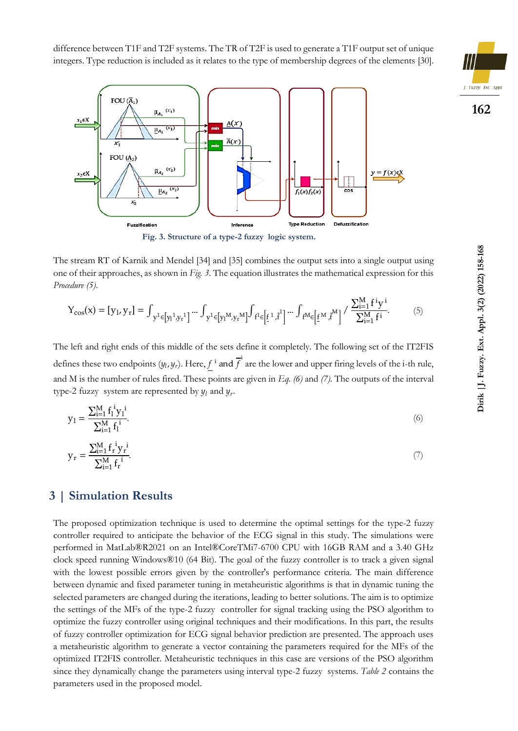difference between T1F and T2F systems. The TR of T2F is used to generate a T1F output set of unique integers. Type reduction is included as it relates to the type of membership degrees of the elements [30].

Fig. 3. Structure of a type-2 fuzzy logic system.

The stream RT of Karnik and Mendel [34] and [35] combines the output sets into a single output using one of their approaches, as shown in *Fig. 3*. The equation illustrates the mathematical expression for this *Procedure (5)*.

$$Y_{\cos}(x) = [y_l, y_r] = \int_{y^1 \in [y_l^1, y_r^1]} \cdots \int_{y^1 \in [y_l^M, y_r^M]} \int_{f^1 \in [\underline{f}^1, \bar{f}^1]} \cdots \int_{f^M \in [\underline{f}^M, \bar{f}^M]} \Big/ \frac{\sum_{i=1}^{M} f^i y^i}{\sum_{i=1}^{M} f^i}. \tag{5}$$

The left and right ends of this middle of the sets define it completely. The following set of the IT2FIS defines these two endpoints ($y_l, y_r$). Here, $\underline{f}^i$ and $\bar{f}^i$ are the lower and upper firing levels of the i-th rule, and M is the number of rules fired. These points are given in *Eq. (6)* and *(7)*. The outputs of the interval type-2 fuzzy system are represented by $y_l$ and $y_r$.

$$y_l = \frac{\sum_{i=1}^{M} f_l^i y_l^i}{\sum_{i=1}^{M} f_l^i}. \tag{6}$$

$$y_r = \frac{\sum_{i=1}^{M} f_r^i y_r^i}{\sum_{i=1}^{M} f_r^i}. \tag{7}$$

## 3 | Simulation Results

The proposed optimization technique is used to determine the optimal settings for the type-2 fuzzy controller required to anticipate the behavior of the ECG signal in this study. The simulations were performed in MatLab®R2021 on an Intel®CoreTMi7-6700 CPU with 16GB RAM and a 3.40 GHz clock speed running Windows®10 (64 Bit). The goal of the fuzzy controller is to track a given signal with the lowest possible errors given by the controller's performance criteria. The main difference between dynamic and fixed parameter tuning in metaheuristic algorithms is that in dynamic tuning the selected parameters are changed during the iterations, leading to better solutions. The aim is to optimize the settings of the MFs of the type-2 fuzzy controller for signal tracking using the PSO algorithm to optimize the fuzzy controller using original techniques and their modifications. In this part, the results of fuzzy controller optimization for ECG signal behavior prediction are presented. The approach uses a metaheuristic algorithm to generate a vector containing the parameters required for the MFs of the optimized IT2FIS controller. Metaheuristic techniques in this case are versions of the PSO algorithm since they dynamically change the parameters using interval type-2 fuzzy systems. *Table 2* contains the parameters used in the proposed model.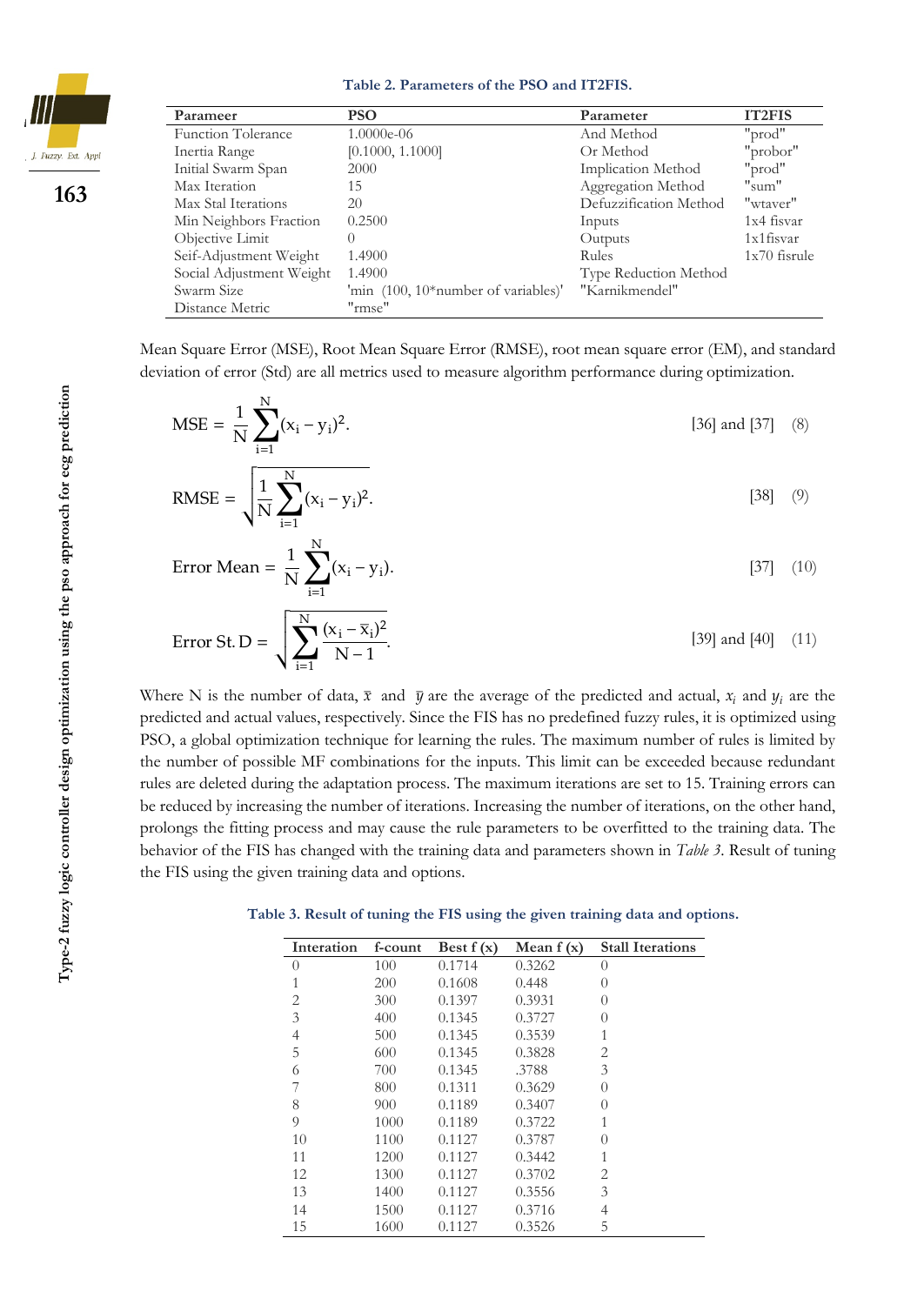**Table 2. Parameters of the PSO and IT2FIS.**

| Parameer | PSO | Parameter | IT2FIS |
|---|---|---|---|
| Function Tolerance | 1.0000e-06 | And Method | "prod" |
| Inertia Range | [0.1000, 1.1000] | Or Method | "probor" |
| Initial Swarm Span | 2000 | Implication Method | "prod" |
| Max Iteration | 15 | Aggregation Method | "sum" |
| Max Stal Iterations | 20 | Defuzzification Method | "wtaver" |
| Min Neighbors Fraction | 0.2500 | Inputs | 1x4 fisvar |
| Objective Limit | 0 | Outputs | 1x1fisvar |
| Seif-Adjustment Weight | 1.4900 | Rules | 1x70 fisrule |
| Social Adjustment Weight | 1.4900 | Type Reduction Method | |
| Swarm Size | 'min (100, 10*number of variables)' | "Karnikmendel" | |
| Distance Metric | "rmse" | | |

Mean Square Error (MSE), Root Mean Square Error (RMSE), root mean square error (EM), and standard deviation of error (Std) are all metrics used to measure algorithm performance during optimization.

$$\text{MSE} = \frac{1}{N}\sum_{i=1}^{N}(x_i - y_i)^2. \quad \text{[36] and [37]} \quad (8)$$

$$\text{RMSE} = \sqrt{\frac{1}{N}\sum_{i=1}^{N}(x_i - y_i)^2}. \quad \text{[38]} \quad (9)$$

$$\text{Error Mean} = \frac{1}{N}\sum_{i=1}^{N}(x_i - y_i). \quad \text{[37]} \quad (10)$$

$$\text{Error St. D} = \sqrt{\sum_{i=1}^{N}\frac{(x_i - \bar{x}_i)^2}{N-1}}. \quad \text{[39] and [40]} \quad (11)$$

Where N is the number of data, $\bar{x}$ and $\bar{y}$ are the average of the predicted and actual, $x_i$ and $y_i$ are the predicted and actual values, respectively. Since the FIS has no predefined fuzzy rules, it is optimized using PSO, a global optimization technique for learning the rules. The maximum number of rules is limited by the number of possible MF combinations for the inputs. This limit can be exceeded because redundant rules are deleted during the adaptation process. The maximum iterations are set to 15. Training errors can be reduced by increasing the number of iterations. Increasing the number of iterations, on the other hand, prolongs the fitting process and may cause the rule parameters to be overfitted to the training data. The behavior of the FIS has changed with the training data and parameters shown in *Table 3*. Result of tuning the FIS using the given training data and options.

**Table 3. Result of tuning the FIS using the given training data and options.**

| Interation | f-count | Best f (x) | Mean f (x) | Stall Iterations |
|---|---|---|---|---|
| 0 | 100 | 0.1714 | 0.3262 | 0 |
| 1 | 200 | 0.1608 | 0.448 | 0 |
| 2 | 300 | 0.1397 | 0.3931 | 0 |
| 3 | 400 | 0.1345 | 0.3727 | 0 |
| 4 | 500 | 0.1345 | 0.3539 | 1 |
| 5 | 600 | 0.1345 | 0.3828 | 2 |
| 6 | 700 | 0.1345 | .3788 | 3 |
| 7 | 800 | 0.1311 | 0.3629 | 0 |
| 8 | 900 | 0.1189 | 0.3407 | 0 |
| 9 | 1000 | 0.1189 | 0.3722 | 1 |
| 10 | 1100 | 0.1127 | 0.3787 | 0 |
| 11 | 1200 | 0.1127 | 0.3442 | 1 |
| 12 | 1300 | 0.1127 | 0.3702 | 2 |
| 13 | 1400 | 0.1127 | 0.3556 | 3 |
| 14 | 1500 | 0.1127 | 0.3716 | 4 |
| 15 | 1600 | 0.1127 | 0.3526 | 5 |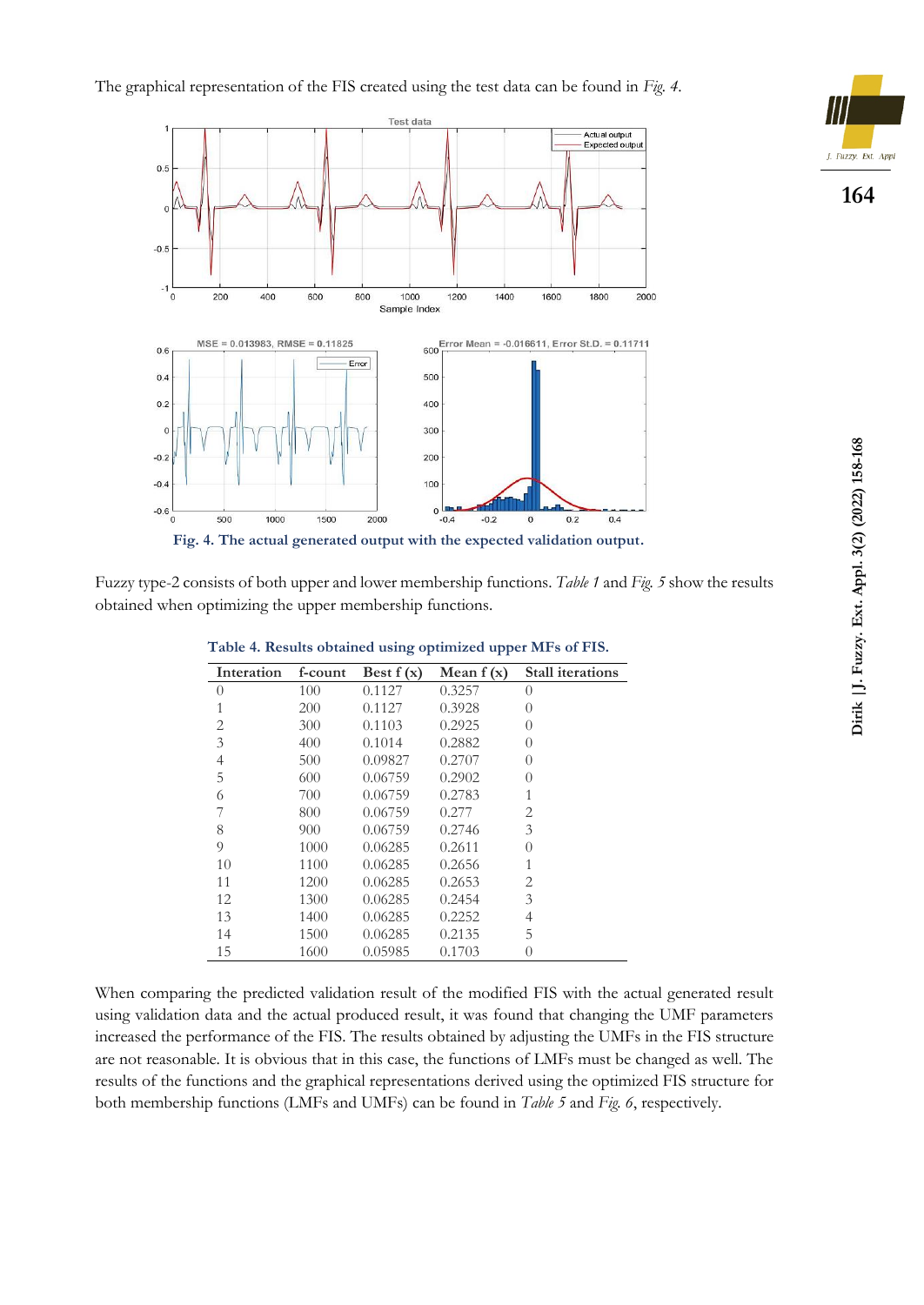The graphical representation of the FIS created using the test data can be found in *Fig. 4*.

**Fig. 4. The actual generated output with the expected validation output.**

Fuzzy type-2 consists of both upper and lower membership functions. *Table 1* and *Fig. 5* show the results obtained when optimizing the upper membership functions.

**Table 4. Results obtained using optimized upper MFs of FIS.**

| Interation | f-count | Best f (x) | Mean f (x) | Stall iterations |
|---|---|---|---|---|
| 0 | 100 | 0.1127 | 0.3257 | 0 |
| 1 | 200 | 0.1127 | 0.3928 | 0 |
| 2 | 300 | 0.1103 | 0.2925 | 0 |
| 3 | 400 | 0.1014 | 0.2882 | 0 |
| 4 | 500 | 0.09827 | 0.2707 | 0 |
| 5 | 600 | 0.06759 | 0.2902 | 0 |
| 6 | 700 | 0.06759 | 0.2783 | 1 |
| 7 | 800 | 0.06759 | 0.277 | 2 |
| 8 | 900 | 0.06759 | 0.2746 | 3 |
| 9 | 1000 | 0.06285 | 0.2611 | 0 |
| 10 | 1100 | 0.06285 | 0.2656 | 1 |
| 11 | 1200 | 0.06285 | 0.2653 | 2 |
| 12 | 1300 | 0.06285 | 0.2454 | 3 |
| 13 | 1400 | 0.06285 | 0.2252 | 4 |
| 14 | 1500 | 0.06285 | 0.2135 | 5 |
| 15 | 1600 | 0.05985 | 0.1703 | 0 |

When comparing the predicted validation result of the modified FIS with the actual generated result using validation data and the actual produced result, it was found that changing the UMF parameters increased the performance of the FIS. The results obtained by adjusting the UMFs in the FIS structure are not reasonable. It is obvious that in this case, the functions of LMFs must be changed as well. The results of the functions and the graphical representations derived using the optimized FIS structure for both membership functions (LMFs and UMFs) can be found in *Table 5* and *Fig. 6*, respectively.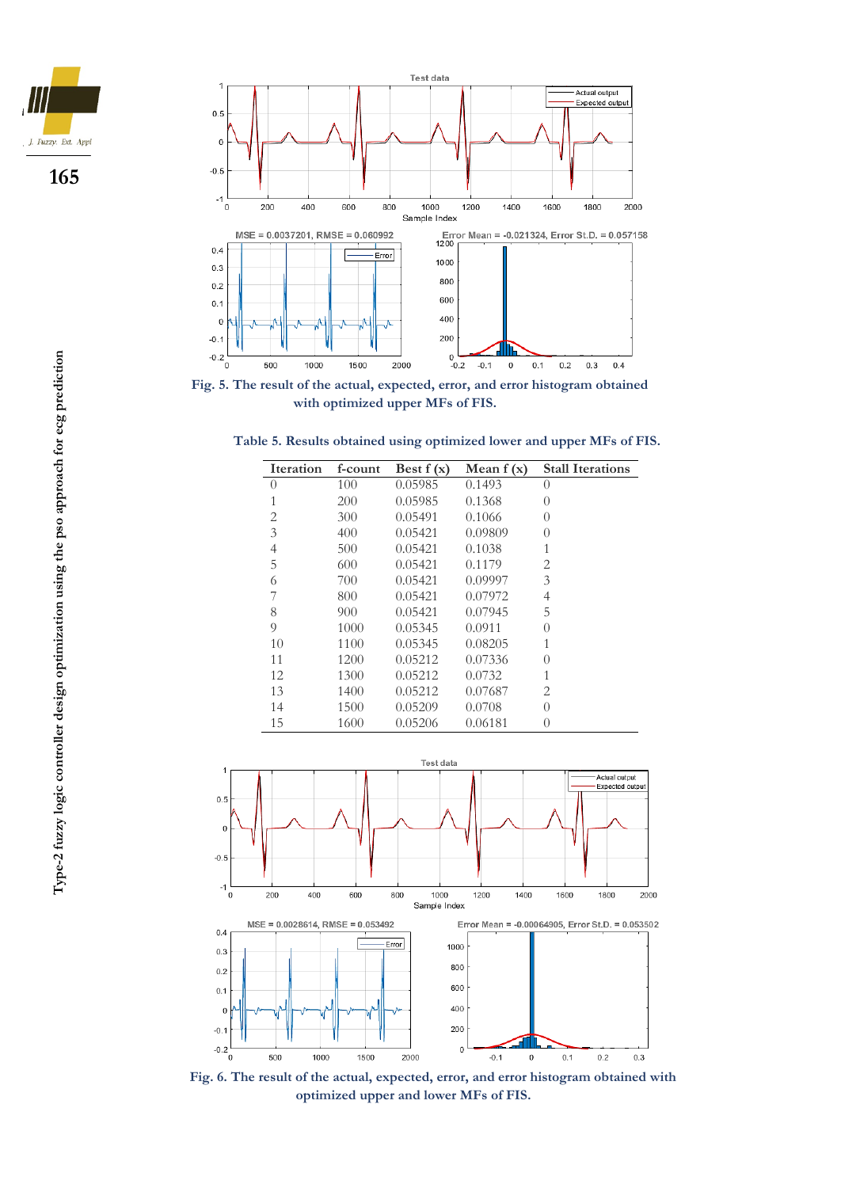Fig. 5. The result of the actual, expected, error, and error histogram obtained with optimized upper MFs of FIS.

Table 5. Results obtained using optimized lower and upper MFs of FIS.

| Iteration | f-count | Best f (x) | Mean f (x) | Stall Iterations |
|---|---|---|---|---|
| 0 | 100 | 0.05985 | 0.1493 | 0 |
| 1 | 200 | 0.05985 | 0.1368 | 0 |
| 2 | 300 | 0.05491 | 0.1066 | 0 |
| 3 | 400 | 0.05421 | 0.09809 | 0 |
| 4 | 500 | 0.05421 | 0.1038 | 1 |
| 5 | 600 | 0.05421 | 0.1179 | 2 |
| 6 | 700 | 0.05421 | 0.09997 | 3 |
| 7 | 800 | 0.05421 | 0.07972 | 4 |
| 8 | 900 | 0.05421 | 0.07945 | 5 |
| 9 | 1000 | 0.05345 | 0.0911 | 0 |
| 10 | 1100 | 0.05345 | 0.08205 | 1 |
| 11 | 1200 | 0.05212 | 0.07336 | 0 |
| 12 | 1300 | 0.05212 | 0.0732 | 1 |
| 13 | 1400 | 0.05212 | 0.07687 | 2 |
| 14 | 1500 | 0.05209 | 0.0708 | 0 |
| 15 | 1600 | 0.05206 | 0.06181 | 0 |

Fig. 6. The result of the actual, expected, error, and error histogram obtained with optimized upper and lower MFs of FIS.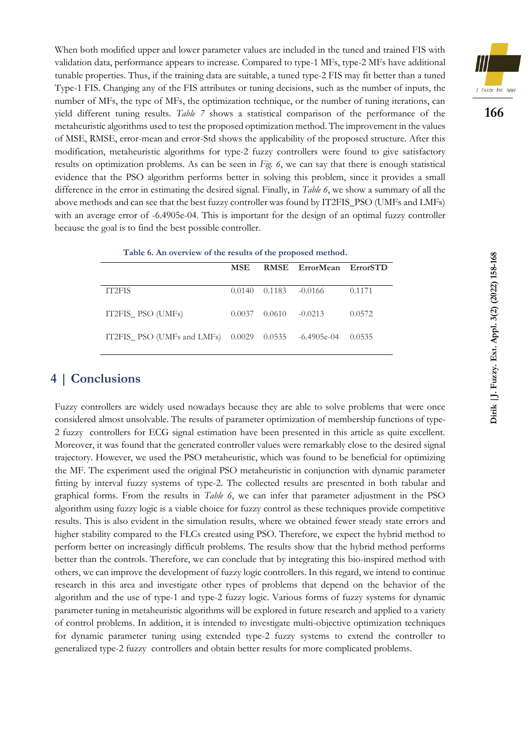When both modified upper and lower parameter values are included in the tuned and trained FIS with validation data, performance appears to increase. Compared to type-1 MFs, type-2 MFs have additional tunable properties. Thus, if the training data are suitable, a tuned type-2 FIS may fit better than a tuned Type-1 FIS. Changing any of the FIS attributes or tuning decisions, such as the number of inputs, the number of MFs, the type of MFs, the optimization technique, or the number of tuning iterations, can yield different tuning results. *Table 7* shows a statistical comparison of the performance of the metaheuristic algorithms used to test the proposed optimization method. The improvement in the values of MSE, RMSE, error-mean and error-Std shows the applicability of the proposed structure. After this modification, metaheuristic algorithms for type-2 fuzzy controllers were found to give satisfactory results on optimization problems. As can be seen in *Fig. 6*, we can say that there is enough statistical evidence that the PSO algorithm performs better in solving this problem, since it provides a small difference in the error in estimating the desired signal. Finally, in *Table 6*, we show a summary of all the above methods and can see that the best fuzzy controller was found by IT2FIS_PSO (UMFs and LMFs) with an average error of -6.4905e-04. This is important for the design of an optimal fuzzy controller because the goal is to find the best possible controller.

**Table 6. An overview of the results of the proposed method.**

| | MSE | RMSE | ErrorMean | ErrorSTD |
|---|---|---|---|---|
| IT2FIS | 0.0140 | 0.1183 | -0.0166 | 0.1171 |
| IT2FIS_ PSO (UMFs) | 0.0037 | 0.0610 | -0.0213 | 0.0572 |
| IT2FIS_ PSO (UMFs and LMFs) | 0.0029 | 0.0535 | -6.4905e-04 | 0.0535 |

## 4 | Conclusions

Fuzzy controllers are widely used nowadays because they are able to solve problems that were once considered almost unsolvable. The results of parameter optimization of membership functions of type-2 fuzzy controllers for ECG signal estimation have been presented in this article as quite excellent. Moreover, it was found that the generated controller values were remarkably close to the desired signal trajectory. However, we used the PSO metaheuristic, which was found to be beneficial for optimizing the MF. The experiment used the original PSO metaheuristic in conjunction with dynamic parameter fitting by interval fuzzy systems of type-2. The collected results are presented in both tabular and graphical forms. From the results in *Table 6*, we can infer that parameter adjustment in the PSO algorithm using fuzzy logic is a viable choice for fuzzy control as these techniques provide competitive results. This is also evident in the simulation results, where we obtained fewer steady state errors and higher stability compared to the FLCs created using PSO. Therefore, we expect the hybrid method to perform better on increasingly difficult problems. The results show that the hybrid method performs better than the controls. Therefore, we can conclude that by integrating this bio-inspired method with others, we can improve the development of fuzzy logic controllers. In this regard, we intend to continue research in this area and investigate other types of problems that depend on the behavior of the algorithm and the use of type-1 and type-2 fuzzy logic. Various forms of fuzzy systems for dynamic parameter tuning in metaheuristic algorithms will be explored in future research and applied to a variety of control problems. In addition, it is intended to investigate multi-objective optimization techniques for dynamic parameter tuning using extended type-2 fuzzy systems to extend the controller to generalized type-2 fuzzy controllers and obtain better results for more complicated problems.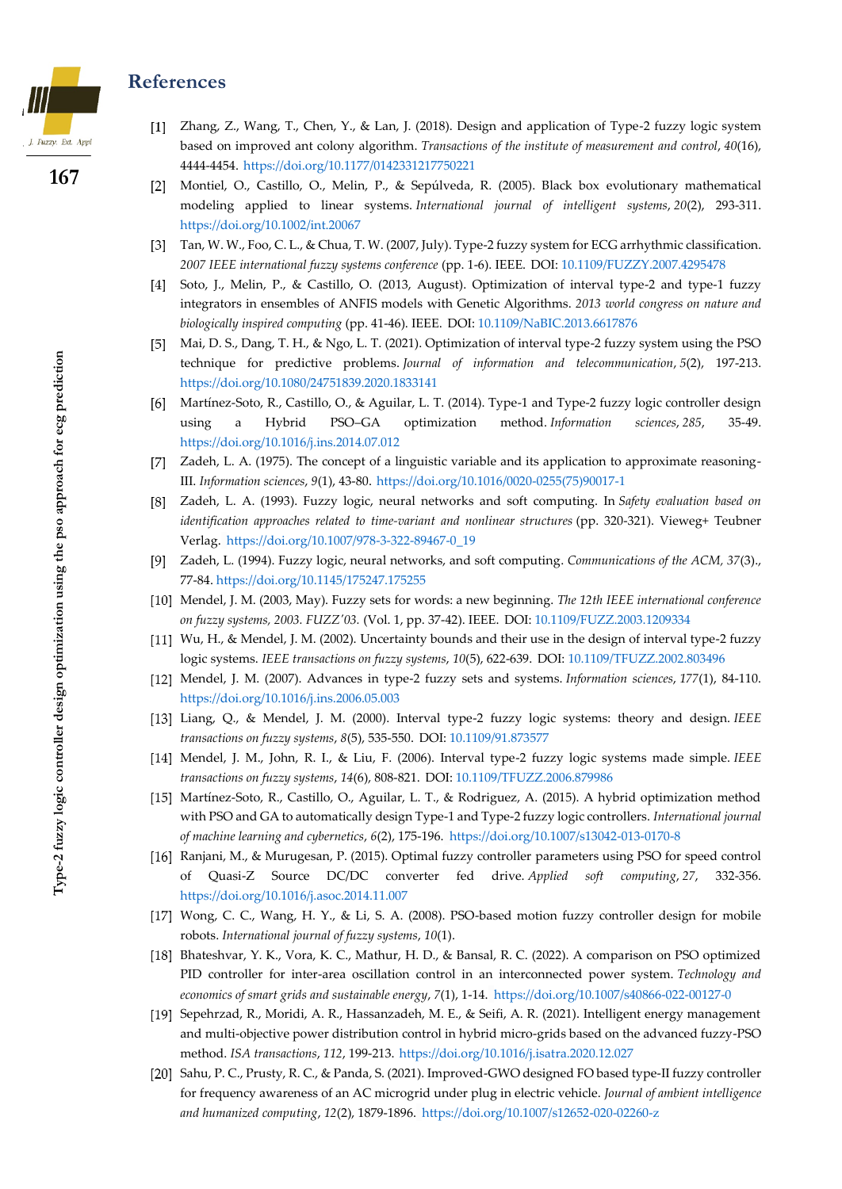## References

[1] Zhang, Z., Wang, T., Chen, Y., & Lan, J. (2018). Design and application of Type-2 fuzzy logic system based on improved ant colony algorithm. *Transactions of the institute of measurement and control*, *40*(16), 4444-4454. https://doi.org/10.1177/0142331217750221

[2] Montiel, O., Castillo, O., Melin, P., & Sepúlveda, R. (2005). Black box evolutionary mathematical modeling applied to linear systems. *International journal of intelligent systems*, *20*(2), 293-311. https://doi.org/10.1002/int.20067

[3] Tan, W. W., Foo, C. L., & Chua, T. W. (2007, July). Type-2 fuzzy system for ECG arrhythmic classification. *2007 IEEE international fuzzy systems conference* (pp. 1-6). IEEE. DOI: 10.1109/FUZZY.2007.4295478

[4] Soto, J., Melin, P., & Castillo, O. (2013, August). Optimization of interval type-2 and type-1 fuzzy integrators in ensembles of ANFIS models with Genetic Algorithms. *2013 world congress on nature and biologically inspired computing* (pp. 41-46). IEEE. DOI: 10.1109/NaBIC.2013.6617876

[5] Mai, D. S., Dang, T. H., & Ngo, L. T. (2021). Optimization of interval type-2 fuzzy system using the PSO technique for predictive problems. *Journal of information and telecommunication*, *5*(2), 197-213. https://doi.org/10.1080/24751839.2020.1833141

[6] Martínez-Soto, R., Castillo, O., & Aguilar, L. T. (2014). Type-1 and Type-2 fuzzy logic controller design using a Hybrid PSO–GA optimization method. *Information sciences*, *285*, 35-49. https://doi.org/10.1016/j.ins.2014.07.012

[7] Zadeh, L. A. (1975). The concept of a linguistic variable and its application to approximate reasoning-III. *Information sciences*, *9*(1), 43-80. https://doi.org/10.1016/0020-0255(75)90017-1

[8] Zadeh, L. A. (1993). Fuzzy logic, neural networks and soft computing. In *Safety evaluation based on identification approaches related to time-variant and nonlinear structures* (pp. 320-321). Vieweg+ Teubner Verlag. https://doi.org/10.1007/978-3-322-89467-0_19

[9] Zadeh, L. (1994). Fuzzy logic, neural networks, and soft computing. *Communications of the ACM, 37*(3)., 77-84. https://doi.org/10.1145/175247.175255

[10] Mendel, J. M. (2003, May). Fuzzy sets for words: a new beginning. *The 12th IEEE international conference on fuzzy systems, 2003. FUZZ'03.* (Vol. 1, pp. 37-42). IEEE. DOI: 10.1109/FUZZ.2003.1209334

[11] Wu, H., & Mendel, J. M. (2002). Uncertainty bounds and their use in the design of interval type-2 fuzzy logic systems. *IEEE transactions on fuzzy systems*, *10*(5), 622-639. DOI: 10.1109/TFUZZ.2002.803496

[12] Mendel, J. M. (2007). Advances in type-2 fuzzy sets and systems. *Information sciences*, *177*(1), 84-110. https://doi.org/10.1016/j.ins.2006.05.003

[13] Liang, Q., & Mendel, J. M. (2000). Interval type-2 fuzzy logic systems: theory and design. *IEEE transactions on fuzzy systems*, *8*(5), 535-550. DOI: 10.1109/91.873577

[14] Mendel, J. M., John, R. I., & Liu, F. (2006). Interval type-2 fuzzy logic systems made simple. *IEEE transactions on fuzzy systems*, *14*(6), 808-821. DOI: 10.1109/TFUZZ.2006.879986

[15] Martínez-Soto, R., Castillo, O., Aguilar, L. T., & Rodriguez, A. (2015). A hybrid optimization method with PSO and GA to automatically design Type-1 and Type-2 fuzzy logic controllers. *International journal of machine learning and cybernetics*, *6*(2), 175-196. https://doi.org/10.1007/s13042-013-0170-8

[16] Ranjani, M., & Murugesan, P. (2015). Optimal fuzzy controller parameters using PSO for speed control of Quasi-Z Source DC/DC converter fed drive. *Applied soft computing*, *27*, 332-356. https://doi.org/10.1016/j.asoc.2014.11.007

[17] Wong, C. C., Wang, H. Y., & Li, S. A. (2008). PSO-based motion fuzzy controller design for mobile robots. *International journal of fuzzy systems*, *10*(1).

[18] Bhateshvar, Y. K., Vora, K. C., Mathur, H. D., & Bansal, R. C. (2022). A comparison on PSO optimized PID controller for inter-area oscillation control in an interconnected power system. *Technology and economics of smart grids and sustainable energy*, *7*(1), 1-14. https://doi.org/10.1007/s40866-022-00127-0

[19] Sepehrzad, R., Moridi, A. R., Hassanzadeh, M. E., & Seifi, A. R. (2021). Intelligent energy management and multi-objective power distribution control in hybrid micro-grids based on the advanced fuzzy-PSO method. *ISA transactions*, *112*, 199-213. https://doi.org/10.1016/j.isatra.2020.12.027

[20] Sahu, P. C., Prusty, R. C., & Panda, S. (2021). Improved-GWO designed FO based type-II fuzzy controller for frequency awareness of an AC microgrid under plug in electric vehicle. *Journal of ambient intelligence and humanized computing*, *12*(2), 1879-1896. https://doi.org/10.1007/s12652-020-02260-z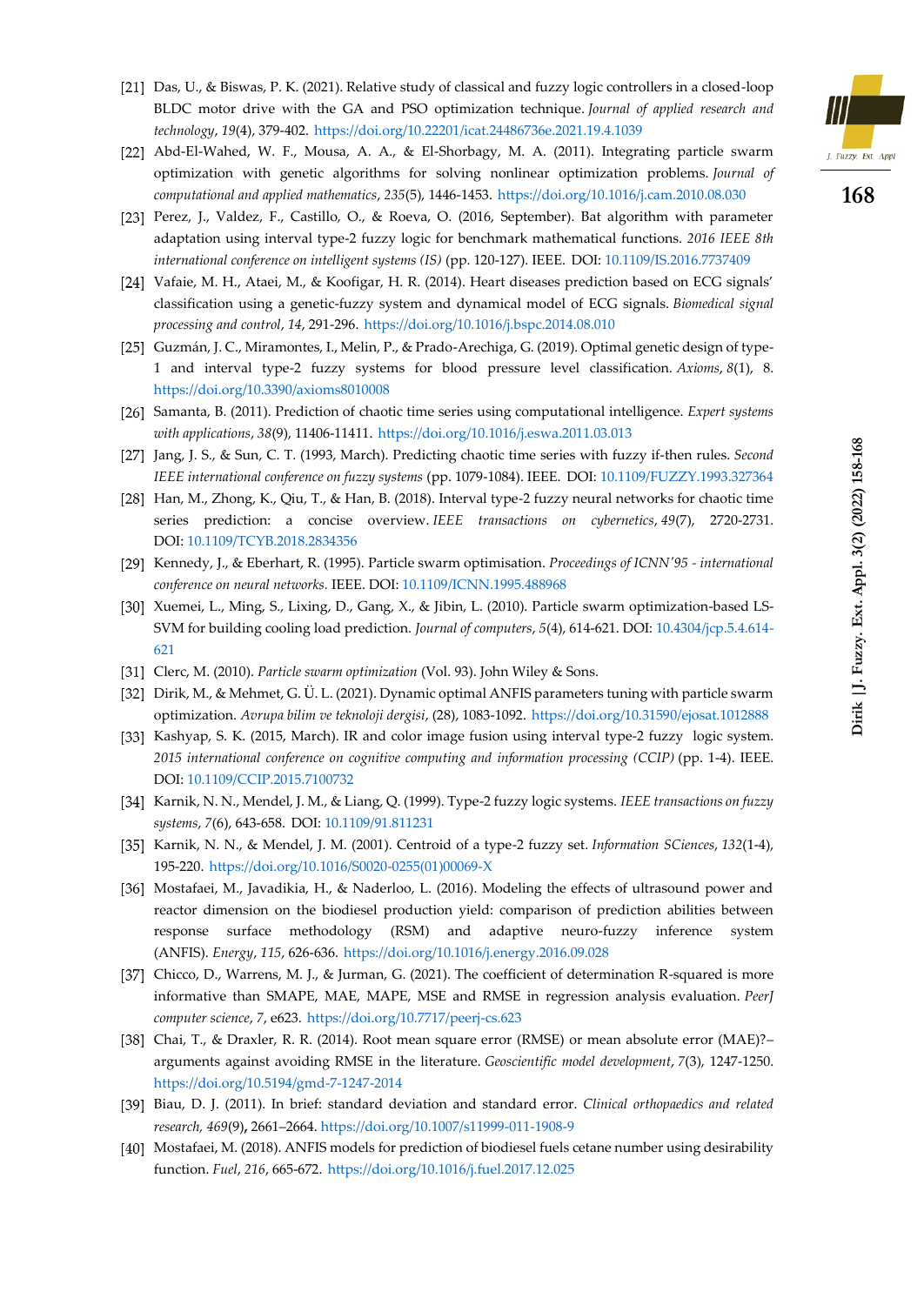[21] Das, U., & Biswas, P. K. (2021). Relative study of classical and fuzzy logic controllers in a closed-loop BLDC motor drive with the GA and PSO optimization technique. *Journal of applied research and technology*, *19*(4), 379-402. https://doi.org/10.22201/icat.24486736e.2021.19.4.1039

[22] Abd-El-Wahed, W. F., Mousa, A. A., & El-Shorbagy, M. A. (2011). Integrating particle swarm optimization with genetic algorithms for solving nonlinear optimization problems. *Journal of computational and applied mathematics*, *235*(5), 1446-1453. https://doi.org/10.1016/j.cam.2010.08.030

[23] Perez, J., Valdez, F., Castillo, O., & Roeva, O. (2016, September). Bat algorithm with parameter adaptation using interval type-2 fuzzy logic for benchmark mathematical functions. *2016 IEEE 8th international conference on intelligent systems (IS)* (pp. 120-127). IEEE. DOI: 10.1109/IS.2016.7737409

[24] Vafaie, M. H., Ataei, M., & Koofigar, H. R. (2014). Heart diseases prediction based on ECG signals' classification using a genetic-fuzzy system and dynamical model of ECG signals. *Biomedical signal processing and control*, *14*, 291-296. https://doi.org/10.1016/j.bspc.2014.08.010

[25] Guzmán, J. C., Miramontes, I., Melin, P., & Prado-Arechiga, G. (2019). Optimal genetic design of type-1 and interval type-2 fuzzy systems for blood pressure level classification. *Axioms*, *8*(1), 8. https://doi.org/10.3390/axioms8010008

[26] Samanta, B. (2011). Prediction of chaotic time series using computational intelligence. *Expert systems with applications*, *38*(9), 11406-11411. https://doi.org/10.1016/j.eswa.2011.03.013

[27] Jang, J. S., & Sun, C. T. (1993, March). Predicting chaotic time series with fuzzy if-then rules. *Second IEEE international conference on fuzzy systems* (pp. 1079-1084). IEEE. DOI: 10.1109/FUZZY.1993.327364

[28] Han, M., Zhong, K., Qiu, T., & Han, B. (2018). Interval type-2 fuzzy neural networks for chaotic time series prediction: a concise overview. *IEEE transactions on cybernetics*, *49*(7), 2720-2731. DOI: 10.1109/TCYB.2018.2834356

[29] Kennedy, J., & Eberhart, R. (1995). Particle swarm optimisation. *Proceedings of ICNN'95 - international conference on neural networks*. IEEE. DOI: 10.1109/ICNN.1995.488968

[30] Xuemei, L., Ming, S., Lixing, D., Gang, X., & Jibin, L. (2010). Particle swarm optimization-based LS-SVM for building cooling load prediction. *Journal of computers*, *5*(4), 614-621. DOI: 10.4304/jcp.5.4.614-621

[31] Clerc, M. (2010). *Particle swarm optimization* (Vol. 93). John Wiley & Sons.

[32] Dirik, M., & Mehmet, G. Ü. L. (2021). Dynamic optimal ANFIS parameters tuning with particle swarm optimization. *Avrupa bilim ve teknoloji dergisi*, (28), 1083-1092. https://doi.org/10.31590/ejosat.1012888

[33] Kashyap, S. K. (2015, March). IR and color image fusion using interval type-2 fuzzy logic system. *2015 international conference on cognitive computing and information processing (CCIP)* (pp. 1-4). IEEE. DOI: 10.1109/CCIP.2015.7100732

[34] Karnik, N. N., Mendel, J. M., & Liang, Q. (1999). Type-2 fuzzy logic systems. *IEEE transactions on fuzzy systems*, *7*(6), 643-658. DOI: 10.1109/91.811231

[35] Karnik, N. N., & Mendel, J. M. (2001). Centroid of a type-2 fuzzy set. *Information SCiences*, *132*(1-4), 195-220. https://doi.org/10.1016/S0020-0255(01)00069-X

[36] Mostafaei, M., Javadikia, H., & Naderloo, L. (2016). Modeling the effects of ultrasound power and reactor dimension on the biodiesel production yield: comparison of prediction abilities between response surface methodology (RSM) and adaptive neuro-fuzzy inference system (ANFIS). *Energy*, *115*, 626-636. https://doi.org/10.1016/j.energy.2016.09.028

[37] Chicco, D., Warrens, M. J., & Jurman, G. (2021). The coefficient of determination R-squared is more informative than SMAPE, MAE, MAPE, MSE and RMSE in regression analysis evaluation. *PeerJ computer science*, *7*, e623. https://doi.org/10.7717/peerj-cs.623

[38] Chai, T., & Draxler, R. R. (2014). Root mean square error (RMSE) or mean absolute error (MAE)?– arguments against avoiding RMSE in the literature. *Geoscientific model development*, *7*(3), 1247-1250. https://doi.org/10.5194/gmd-7-1247-2014

[39] Biau, D. J. (2011). In brief: standard deviation and standard error. *Clinical orthopaedics and related research*, *469*(9), 2661–2664. https://doi.org/10.1007/s11999-011-1908-9

[40] Mostafaei, M. (2018). ANFIS models for prediction of biodiesel fuels cetane number using desirability function. *Fuel*, *216*, 665-672. https://doi.org/10.1016/j.fuel.2017.12.025